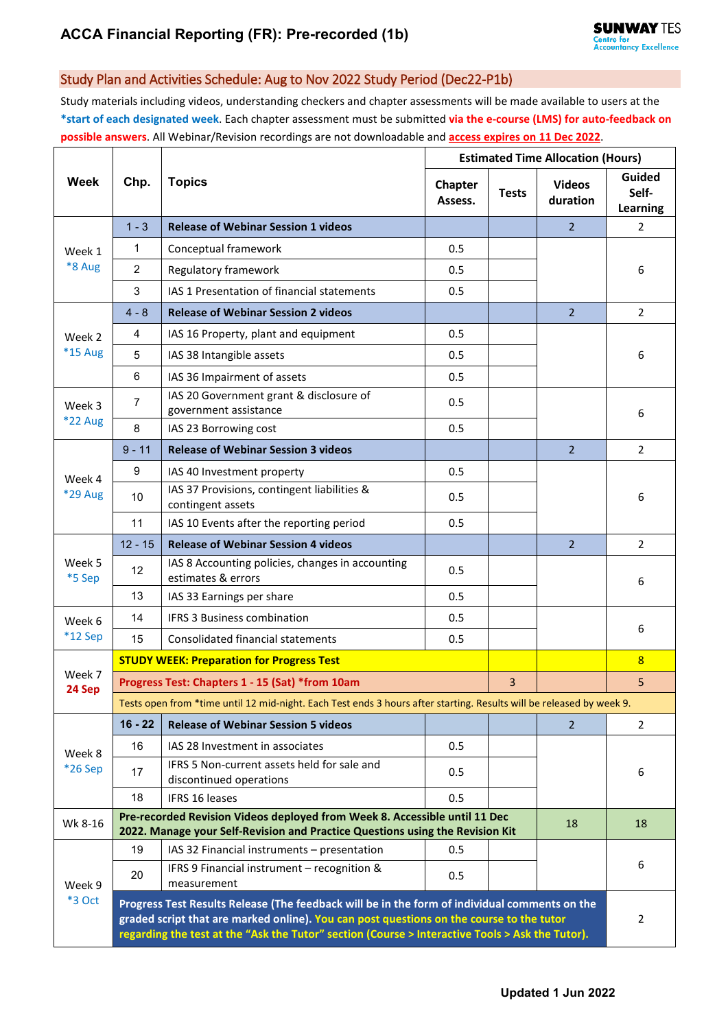# ACCA Financial Reporting (FR): Pre-recorded (1b)

SUNWAY TES Centre for Accountancy Excellence

## Study Plan and Activities Schedule: Aug to Nov 2022 Study Period (Dec22-P1b)

Study materials including videos, understanding checkers and chapter assessments will be made available to users at the **\*start of each designated week**. Each chapter assessment must be submitted **via the e-course (LMS) for auto-feedback on possible answers**. All Webinar/Revision recordings are not downloadable and **access expires on 11 Dec 2022**.

| Week | Chp. | Topics | Estimated Time Allocation (Hours) | | | |
|---|---|---|---|---|---|---|
| | | | Chapter Assess. | Tests | Videos duration | Guided Self-Learning |
| Week 1 *8 Aug | 1 - 3 | **Release of Webinar Session 1 videos** | | | 2 | 2 |
| | 1 | Conceptual framework | 0.5 | | | 6 |
| | 2 | Regulatory framework | 0.5 | | | |
| | 3 | IAS 1 Presentation of financial statements | 0.5 | | | |
| Week 2 *15 Aug | 4 - 8 | **Release of Webinar Session 2 videos** | | | 2 | 2 |
| | 4 | IAS 16 Property, plant and equipment | 0.5 | | | 6 |
| | 5 | IAS 38 Intangible assets | 0.5 | | | |
| | 6 | IAS 36 Impairment of assets | 0.5 | | | |
| Week 3 *22 Aug | 7 | IAS 20 Government grant & disclosure of government assistance | 0.5 | | | 6 |
| | 8 | IAS 23 Borrowing cost | 0.5 | | | |
| Week 4 *29 Aug | 9 - 11 | **Release of Webinar Session 3 videos** | | | 2 | 2 |
| | 9 | IAS 40 Investment property | 0.5 | | | 6 |
| | 10 | IAS 37 Provisions, contingent liabilities & contingent assets | 0.5 | | | |
| | 11 | IAS 10 Events after the reporting period | 0.5 | | | |
| Week 5 *5 Sep | 12 - 15 | **Release of Webinar Session 4 videos** | | | 2 | 2 |
| | 12 | IAS 8 Accounting policies, changes in accounting estimates & errors | 0.5 | | | 6 |
| | 13 | IAS 33 Earnings per share | 0.5 | | | |
| Week 6 *12 Sep | 14 | IFRS 3 Business combination | 0.5 | | | 6 |
| | 15 | Consolidated financial statements | 0.5 | | | |
| Week 7 **24 Sep** | **STUDY WEEK: Preparation for Progress Test** | | | | | 8 |
| | **Progress Test: Chapters 1 - 15 (Sat) *from 10am** | | | 3 | | 5 |
| | Tests open from *time until 12 mid-night. Each Test ends 3 hours after starting. Results will be released by week 9. | | | | | |
| Week 8 *26 Sep | 16 - 22 | **Release of Webinar Session 5 videos** | | | 2 | 2 |
| | 16 | IAS 28 Investment in associates | 0.5 | | | 6 |
| | 17 | IFRS 5 Non-current assets held for sale and discontinued operations | 0.5 | | | |
| | 18 | IFRS 16 leases | 0.5 | | | |
| Wk 8-16 | **Pre-recorded Revision Videos deployed from Week 8. Accessible until 11 Dec 2022. Manage your Self-Revision and Practice Questions using the Revision Kit** | | | | 18 | 18 |
| Week 9 *3 Oct | 19 | IAS 32 Financial instruments – presentation | 0.5 | | | 6 |
| | 20 | IFRS 9 Financial instrument – recognition & measurement | 0.5 | | | |
| | **Progress Test Results Release (The feedback will be in the form of individual comments on the graded script that are marked online). You can post questions on the course to the tutor regarding the test at the "Ask the Tutor" section (Course > Interactive Tools > Ask the Tutor).** | | | | | 2 |

**Updated 1 Jun 2022**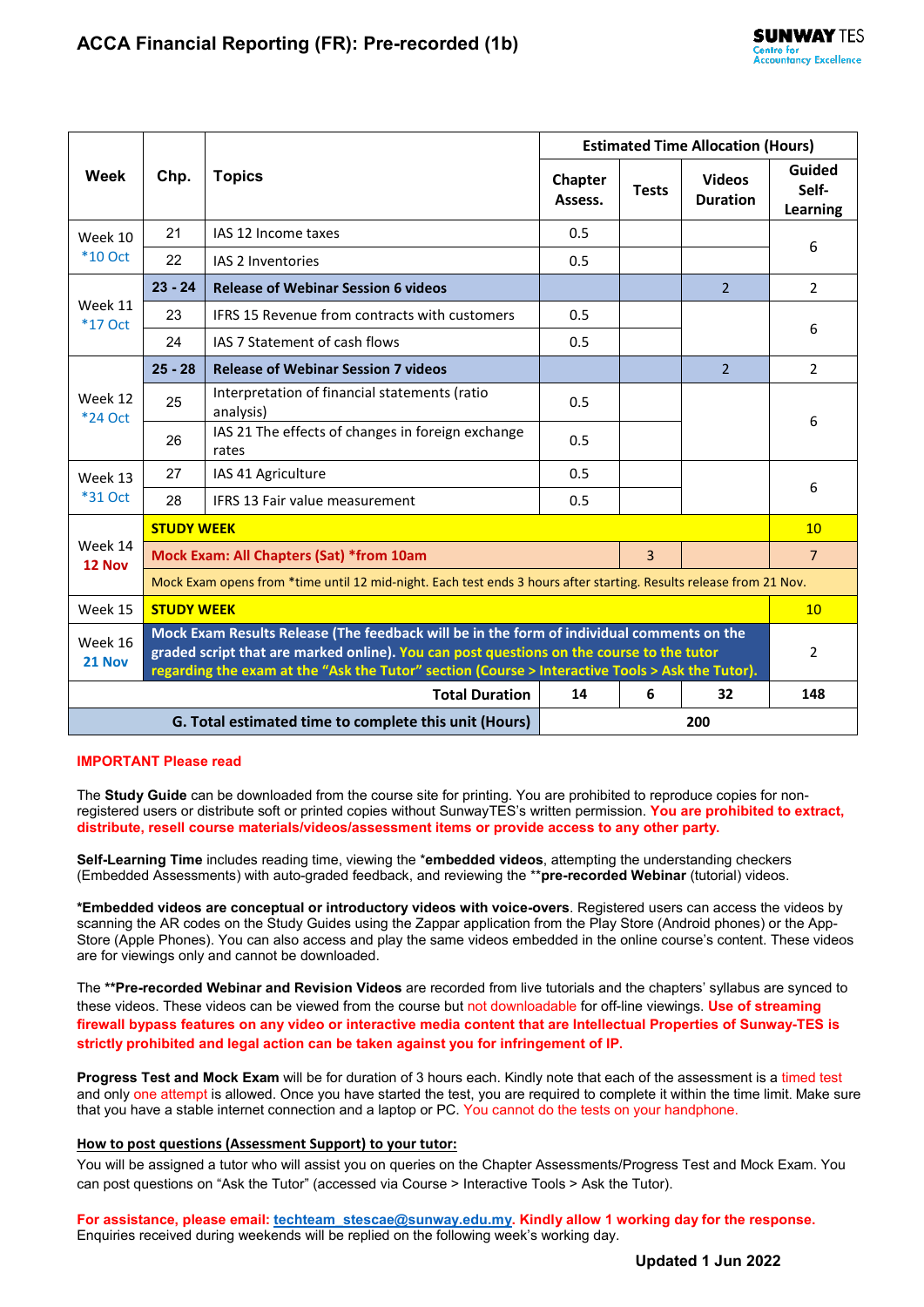# ACCA Financial Reporting (FR): Pre-recorded (1b)

| Week | Chp. | Topics | Estimated Time Allocation (Hours) | | | |
|---|---|---|---|---|---|---|
| | | | Chapter Assess. | Tests | Videos Duration | Guided Self-Learning |
| Week 10 *10 Oct | 21 | IAS 12 Income taxes | 0.5 | | | 6 |
| | 22 | IAS 2 Inventories | 0.5 | | | |
| Week 11 *17 Oct | 23 - 24 | **Release of Webinar Session 6 videos** | | | 2 | 2 |
| | 23 | IFRS 15 Revenue from contracts with customers | 0.5 | | | 6 |
| | 24 | IAS 7 Statement of cash flows | 0.5 | | | |
| Week 12 *24 Oct | 25 - 28 | **Release of Webinar Session 7 videos** | | | 2 | 2 |
| | 25 | Interpretation of financial statements (ratio analysis) | 0.5 | | | 6 |
| | 26 | IAS 21 The effects of changes in foreign exchange rates | 0.5 | | | |
| Week 13 *31 Oct | 27 | IAS 41 Agriculture | 0.5 | | | 6 |
| | 28 | IFRS 13 Fair value measurement | 0.5 | | | |
| Week 14 **12 Nov** | **STUDY WEEK** | | | | | 10 |
| | **Mock Exam: All Chapters (Sat) *from 10am** | | | 3 | | 7 |
| | Mock Exam opens from *time until 12 mid-night. Each test ends 3 hours after starting. Results release from 21 Nov. | | | | | |
| Week 15 | **STUDY WEEK** | | | | | 10 |
| Week 16 **21 Nov** | **Mock Exam Results Release (The feedback will be in the form of individual comments on the graded script that are marked online). You can post questions on the course to the tutor regarding the exam at the "Ask the Tutor" section (Course > Interactive Tools > Ask the Tutor).** | | | | | 2 |
| | | **Total Duration** | **14** | **6** | **32** | **148** |
| **G. Total estimated time to complete this unit (Hours)** | | | **200** | | | |

**IMPORTANT Please read**

The **Study Guide** can be downloaded from the course site for printing. You are prohibited to reproduce copies for non-registered users or distribute soft or printed copies without SunwayTES's written permission. **You are prohibited to extract, distribute, resell course materials/videos/assessment items or provide access to any other party.**

**Self-Learning Time** includes reading time, viewing the ***embedded videos**, attempting the understanding checkers (Embedded Assessments) with auto-graded feedback, and reviewing the ****pre-recorded Webinar** (tutorial) videos.

***Embedded videos are conceptual or introductory videos with voice-overs**. Registered users can access the videos by scanning the AR codes on the Study Guides using the Zappar application from the Play Store (Android phones) or the App-Store (Apple Phones). You can also access and play the same videos embedded in the online course's content. These videos are for viewings only and cannot be downloaded.

The ****Pre-recorded Webinar and Revision Videos** are recorded from live tutorials and the chapters' syllabus are synced to these videos. These videos can be viewed from the course but not downloadable for off-line viewings. **Use of streaming firewall bypass features on any video or interactive media content that are Intellectual Properties of Sunway-TES is strictly prohibited and legal action can be taken against you for infringement of IP.**

**Progress Test and Mock Exam** will be for duration of 3 hours each. Kindly note that each of the assessment is a timed test and only one attempt is allowed. Once you have started the test, you are required to complete it within the time limit. Make sure that you have a stable internet connection and a laptop or PC. You cannot do the tests on your handphone.

**How to post questions (Assessment Support) to your tutor:**

You will be assigned a tutor who will assist you on queries on the Chapter Assessments/Progress Test and Mock Exam. You can post questions on "Ask the Tutor" (accessed via Course > Interactive Tools > Ask the Tutor).

**For assistance, please email: techteam_stescae@sunway.edu.my. Kindly allow 1 working day for the response.**
Enquiries received during weekends will be replied on the following week's working day.

**Updated 1 Jun 2022**